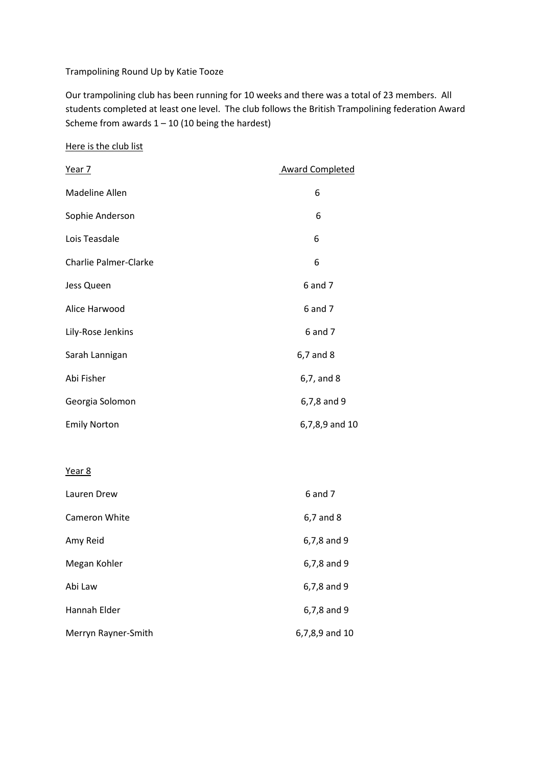Trampolining Round Up by Katie Tooze

Our trampolining club has been running for 10 weeks and there was a total of 23 members. All students completed at least one level. The club follows the British Trampolining federation Award Scheme from awards 1 – 10 (10 being the hardest)

Here is the club list

| Year 7 | Award Completed |
| --- | --- |
| Madeline Allen | 6 |
| Sophie Anderson | 6 |
| Lois Teasdale | 6 |
| Charlie Palmer-Clarke | 6 |
| Jess Queen | 6 and 7 |
| Alice Harwood | 6 and 7 |
| Lily-Rose Jenkins | 6 and 7 |
| Sarah Lannigan | 6,7 and 8 |
| Abi Fisher | 6,7, and 8 |
| Georgia Solomon | 6,7,8 and 9 |
| Emily Norton | 6,7,8,9 and 10 |

| Year 8 | |
| --- | --- |
| Lauren Drew | 6 and 7 |
| Cameron White | 6,7 and 8 |
| Amy Reid | 6,7,8 and 9 |
| Megan Kohler | 6,7,8 and 9 |
| Abi Law | 6,7,8 and 9 |
| Hannah Elder | 6,7,8 and 9 |
| Merryn Rayner-Smith | 6,7,8,9 and 10 |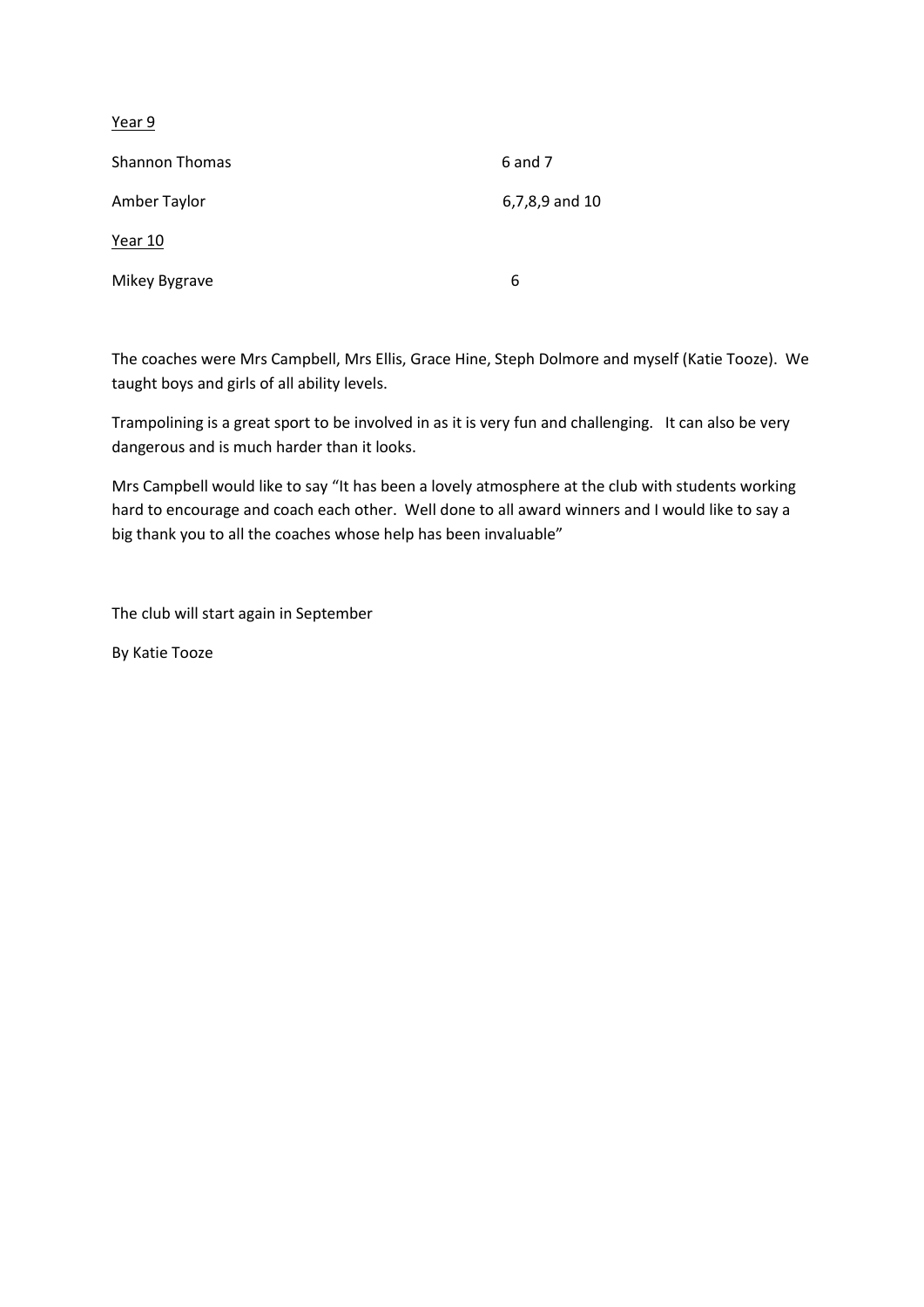<u>Year 9</u>

| | |
|---|---|
| Shannon Thomas | 6 and 7 |
| Amber Taylor | 6,7,8,9 and 10 |

<u>Year 10</u>

| | |
|---|---|
| Mikey Bygrave | 6 |

The coaches were Mrs Campbell, Mrs Ellis, Grace Hine, Steph Dolmore and myself (Katie Tooze). We taught boys and girls of all ability levels.

Trampolining is a great sport to be involved in as it is very fun and challenging. It can also be very dangerous and is much harder than it looks.

Mrs Campbell would like to say "It has been a lovely atmosphere at the club with students working hard to encourage and coach each other. Well done to all award winners and I would like to say a big thank you to all the coaches whose help has been invaluable"

The club will start again in September

By Katie Tooze